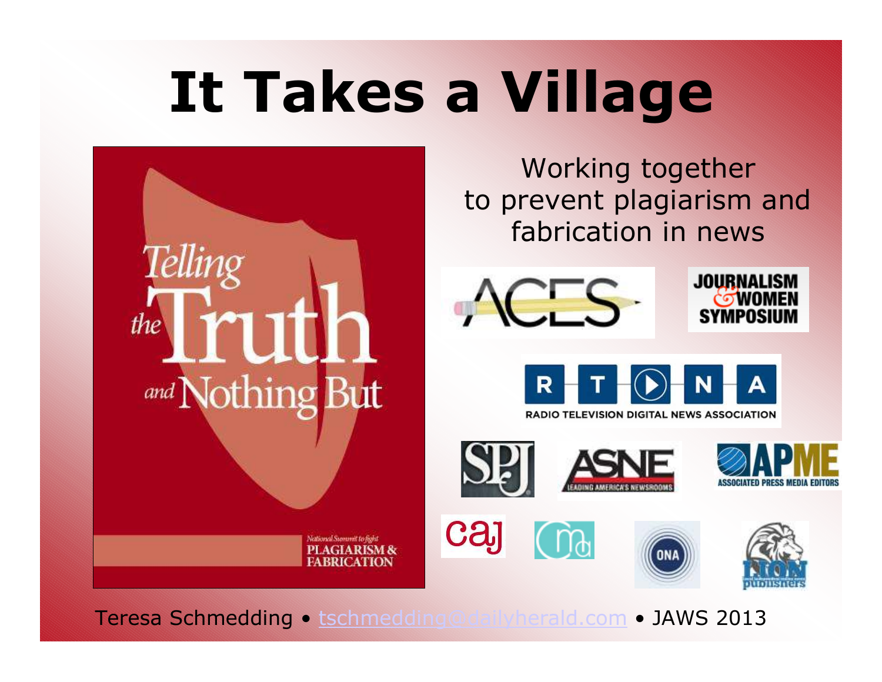# It Takes a Village

Working together to prevent plagiarism and fabrication in news

Telling the Truth and Nothing But

National Summit to fight PLAGIARISM & FABRICATION

ACES

JOURNALISM & WOMEN SYMPOSIUM

RTDNA RADIO TELEVISION DIGITAL NEWS ASSOCIATION

SPJ

ASNE LEADING AMERICA'S NEWSROOMS

APME ASSOCIATED PRESS MEDIA EDITORS

caj

ONA

LION publishers

Teresa Schmedding • tschmedding@dailyherald.com • JAWS 2013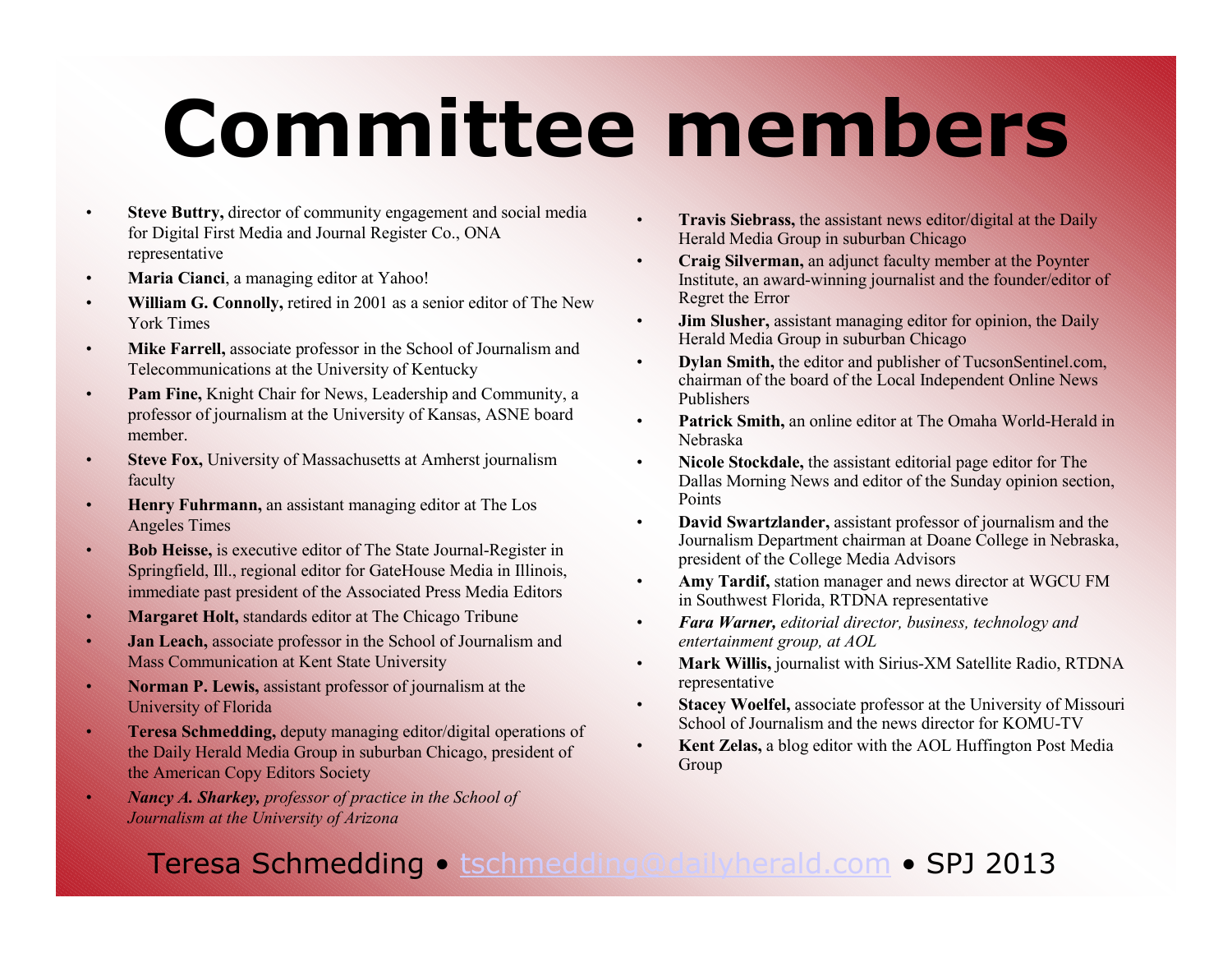# Committee members

- **Steve Buttry,** director of community engagement and social media for Digital First Media and Journal Register Co., ONA representative
- **Maria Cianci**, a managing editor at Yahoo!
- **William G. Connolly,** retired in 2001 as a senior editor of The New York Times
- **Mike Farrell,** associate professor in the School of Journalism and Telecommunications at the University of Kentucky
- **Pam Fine,** Knight Chair for News, Leadership and Community, a professor of journalism at the University of Kansas, ASNE board member.
- **Steve Fox,** University of Massachusetts at Amherst journalism faculty
- **Henry Fuhrmann,** an assistant managing editor at The Los Angeles Times
- **Bob Heisse,** is executive editor of The State Journal-Register in Springfield, Ill., regional editor for GateHouse Media in Illinois, immediate past president of the Associated Press Media Editors
- **Margaret Holt,** standards editor at The Chicago Tribune
- **Jan Leach,** associate professor in the School of Journalism and Mass Communication at Kent State University
- **Norman P. Lewis,** assistant professor of journalism at the University of Florida
- **Teresa Schmedding,** deputy managing editor/digital operations of the Daily Herald Media Group in suburban Chicago, president of the American Copy Editors Society
- ***Nancy A. Sharkey,*** *professor of practice in the School of Journalism at the University of Arizona*
- **Travis Siebrass,** the assistant news editor/digital at the Daily Herald Media Group in suburban Chicago
- **Craig Silverman,** an adjunct faculty member at the Poynter Institute, an award-winning journalist and the founder/editor of Regret the Error
- **Jim Slusher,** assistant managing editor for opinion, the Daily Herald Media Group in suburban Chicago
- **Dylan Smith,** the editor and publisher of TucsonSentinel.com, chairman of the board of the Local Independent Online News Publishers
- **Patrick Smith,** an online editor at The Omaha World-Herald in Nebraska
- **Nicole Stockdale,** the assistant editorial page editor for The Dallas Morning News and editor of the Sunday opinion section, Points
- **David Swartzlander,** assistant professor of journalism and the Journalism Department chairman at Doane College in Nebraska, president of the College Media Advisors
- **Amy Tardif,** station manager and news director at WGCU FM in Southwest Florida, RTDNA representative
- ***Fara Warner,*** *editorial director, business, technology and entertainment group, at AOL*
- **Mark Willis,** journalist with Sirius-XM Satellite Radio, RTDNA representative
- **Stacey Woelfel,** associate professor at the University of Missouri School of Journalism and the news director for KOMU-TV
- **Kent Zelas,** a blog editor with the AOL Huffington Post Media Group

Teresa Schmedding • tschmedding@dailyherald.com • SPJ 2013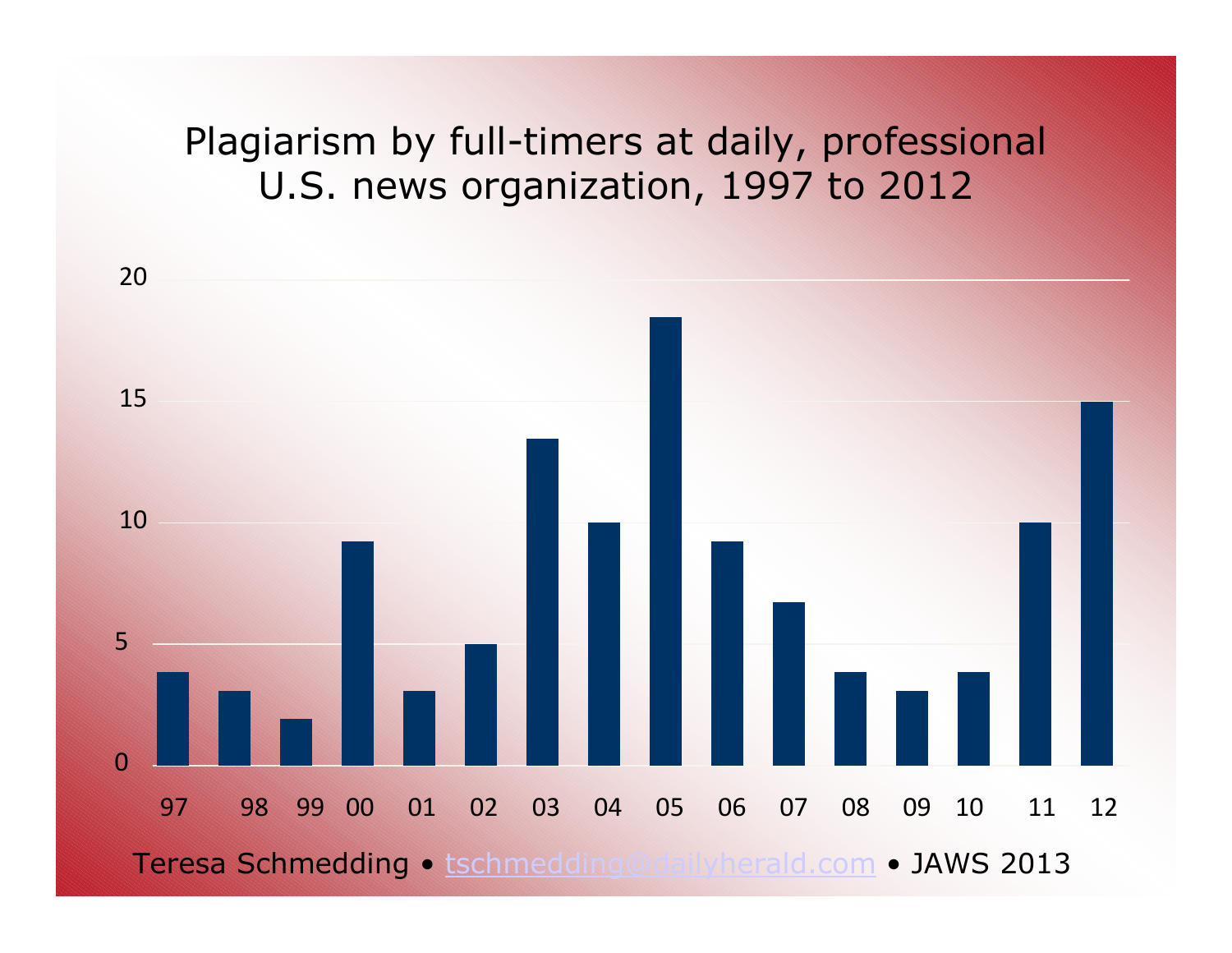# Plagiarism by full-timers at daily, professional U.S. news organization, 1997 to 2012

20

15

10

5

0

97 98 99 00 01 02 03 04 05 06 07 08 09 10 11 12

Teresa Schmedding • tschmedding@dailyherald.com • JAWS 2013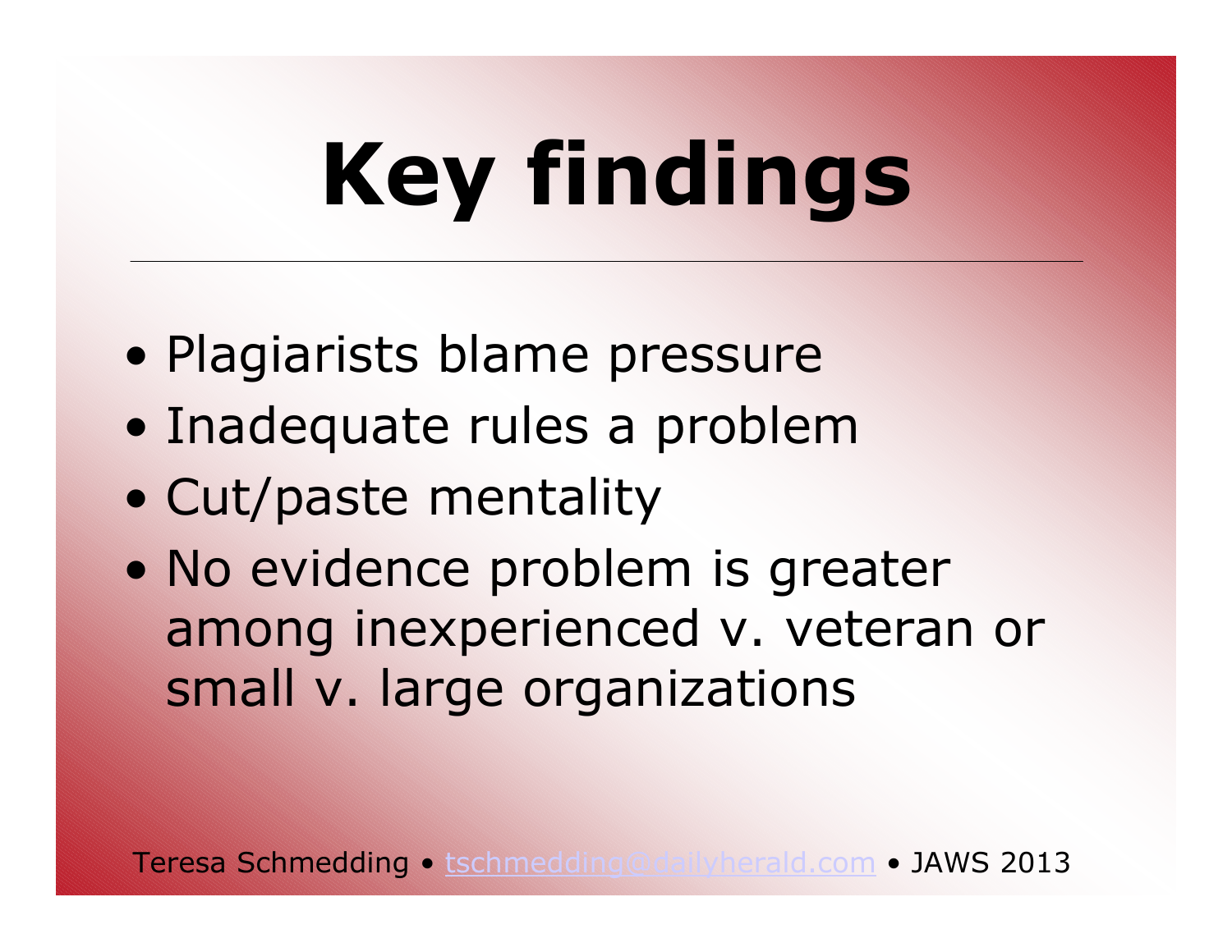# Key findings

- Plagiarists blame pressure
- Inadequate rules a problem
- Cut/paste mentality
- No evidence problem is greater among inexperienced v. veteran or small v. large organizations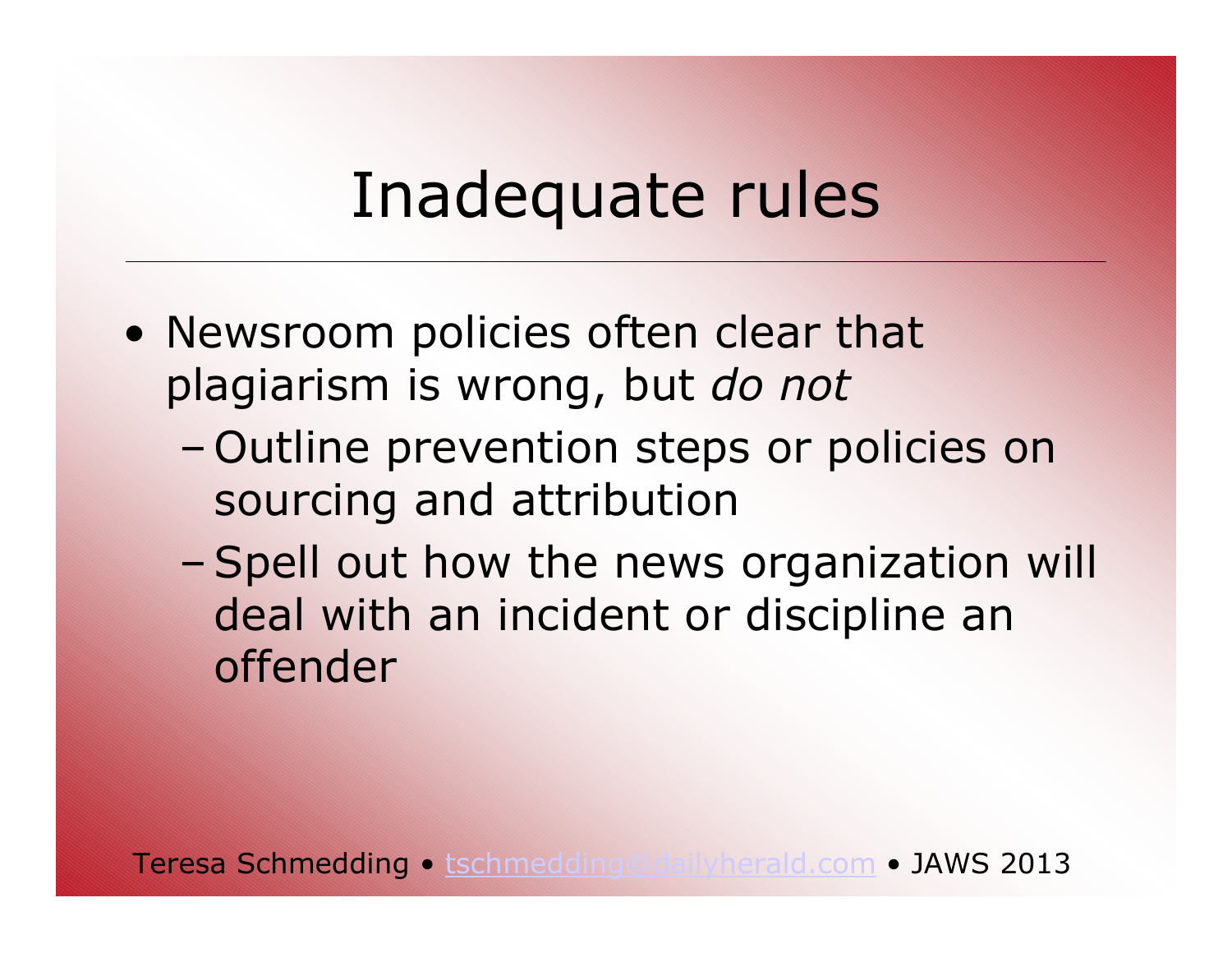# Inadequate rules

- Newsroom policies often clear that plagiarism is wrong, but *do not*
  - Outline prevention steps or policies on sourcing and attribution
  - Spell out how the news organization will deal with an incident or discipline an offender

Teresa Schmedding • tschmedding@dailyherald.com • JAWS 2013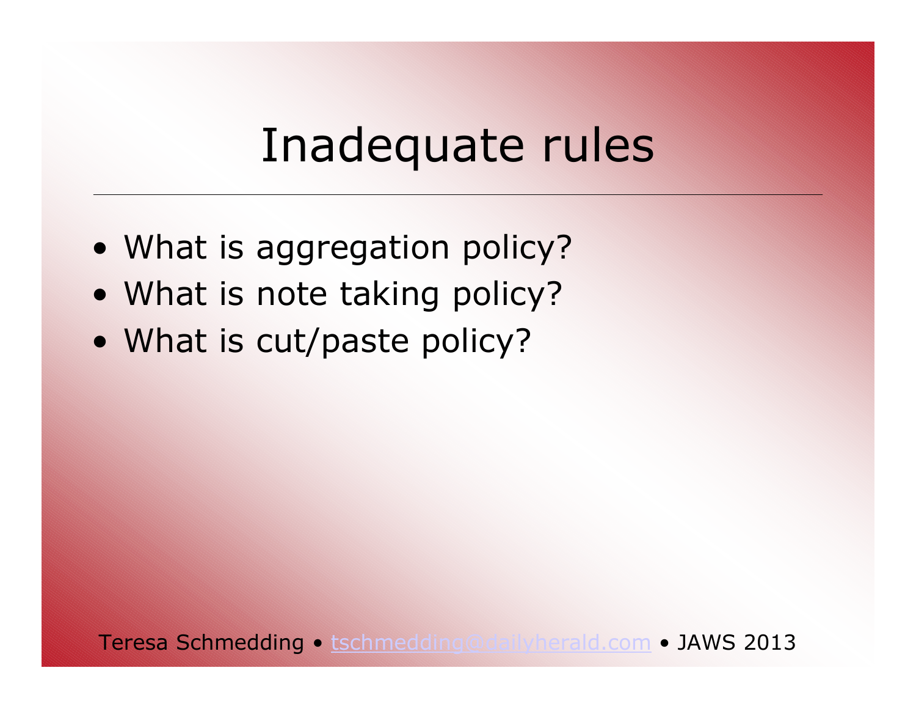# Inadequate rules

- What is aggregation policy?
- What is note taking policy?
- What is cut/paste policy?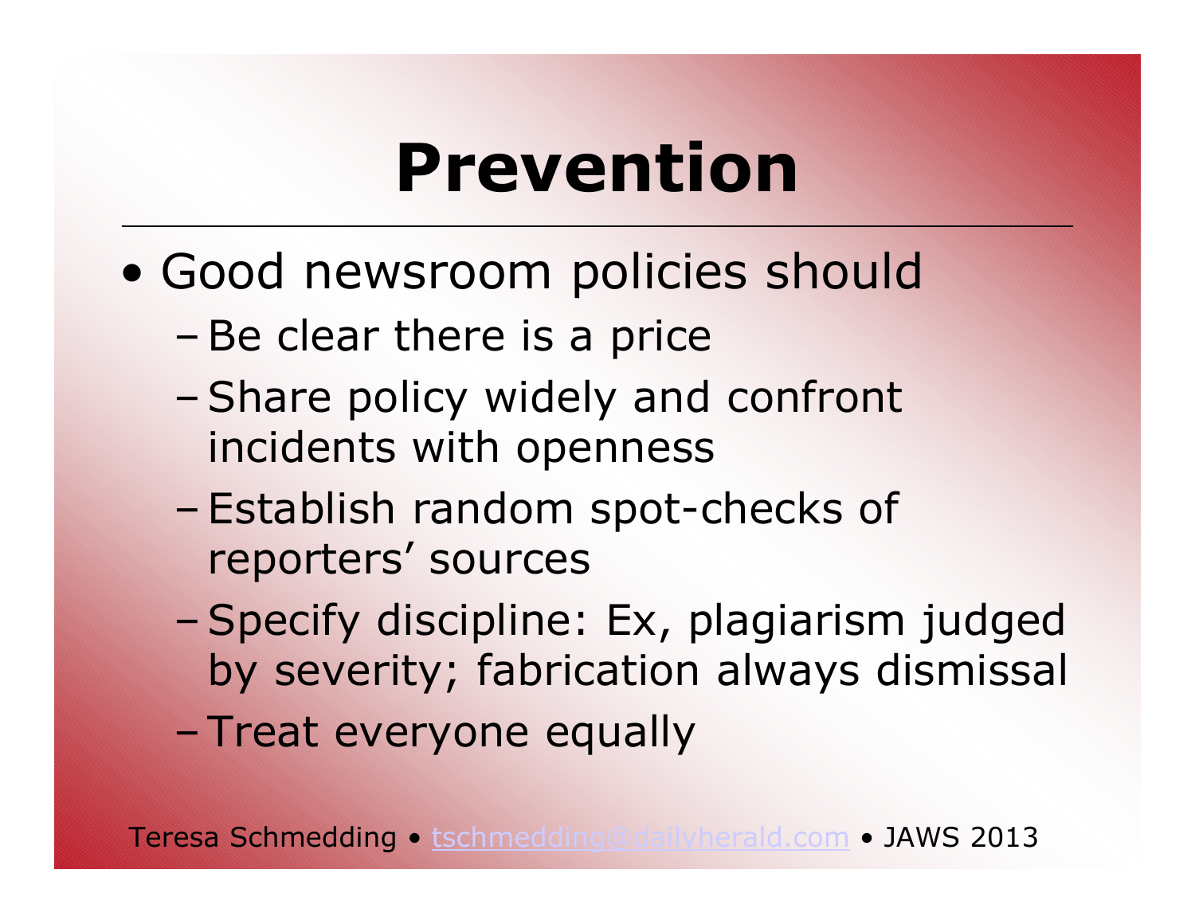# Prevention

- Good newsroom policies should
  - Be clear there is a price
  - Share policy widely and confront incidents with openness
  - Establish random spot-checks of reporters' sources
  - Specify discipline: Ex, plagiarism judged by severity; fabrication always dismissal
  - Treat everyone equally

Teresa Schmedding • tschmedding@dailyherald.com • JAWS 2013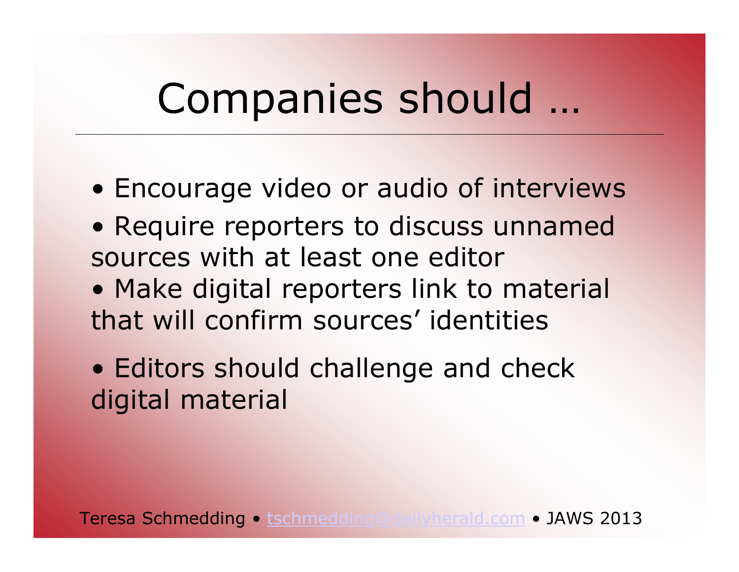# Companies should …

- Encourage video or audio of interviews
- Require reporters to discuss unnamed sources with at least one editor
- Make digital reporters link to material that will confirm sources' identities
- Editors should challenge and check digital material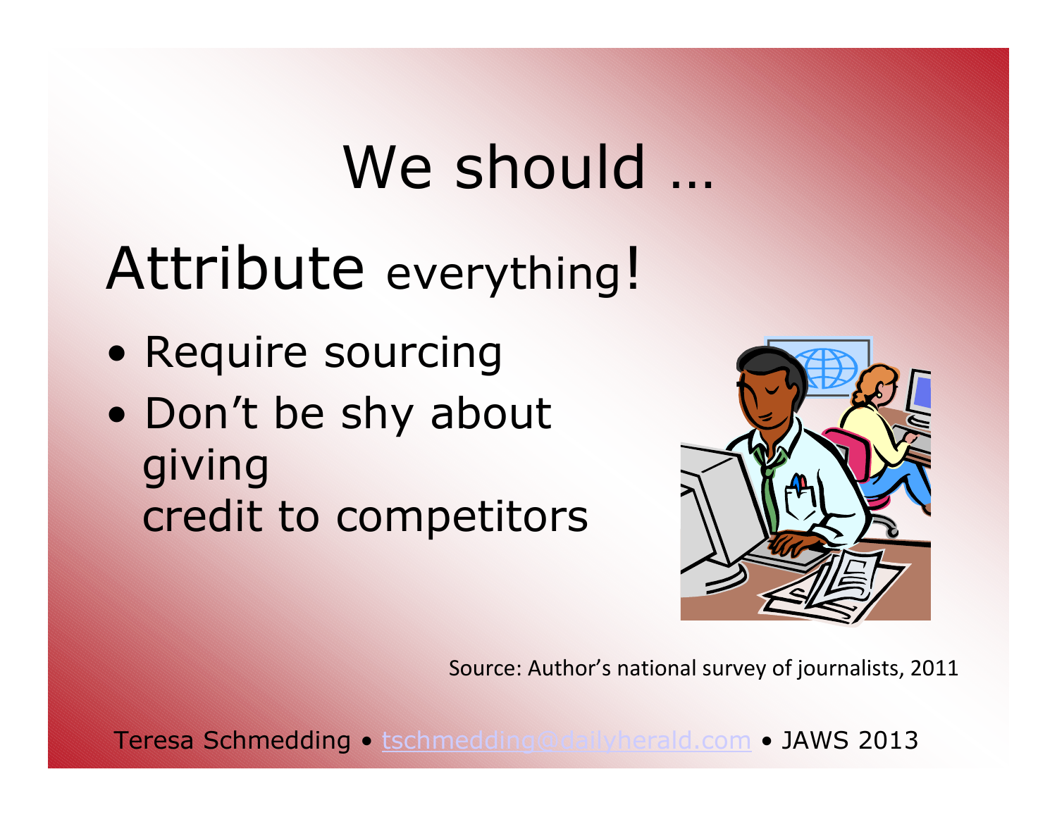# We should …

## Attribute everything!

- Require sourcing
- Don’t be shy about giving credit to competitors

Source: Author’s national survey of journalists, 2011

Teresa Schmedding • tschmedding@dailyherald.com • JAWS 2013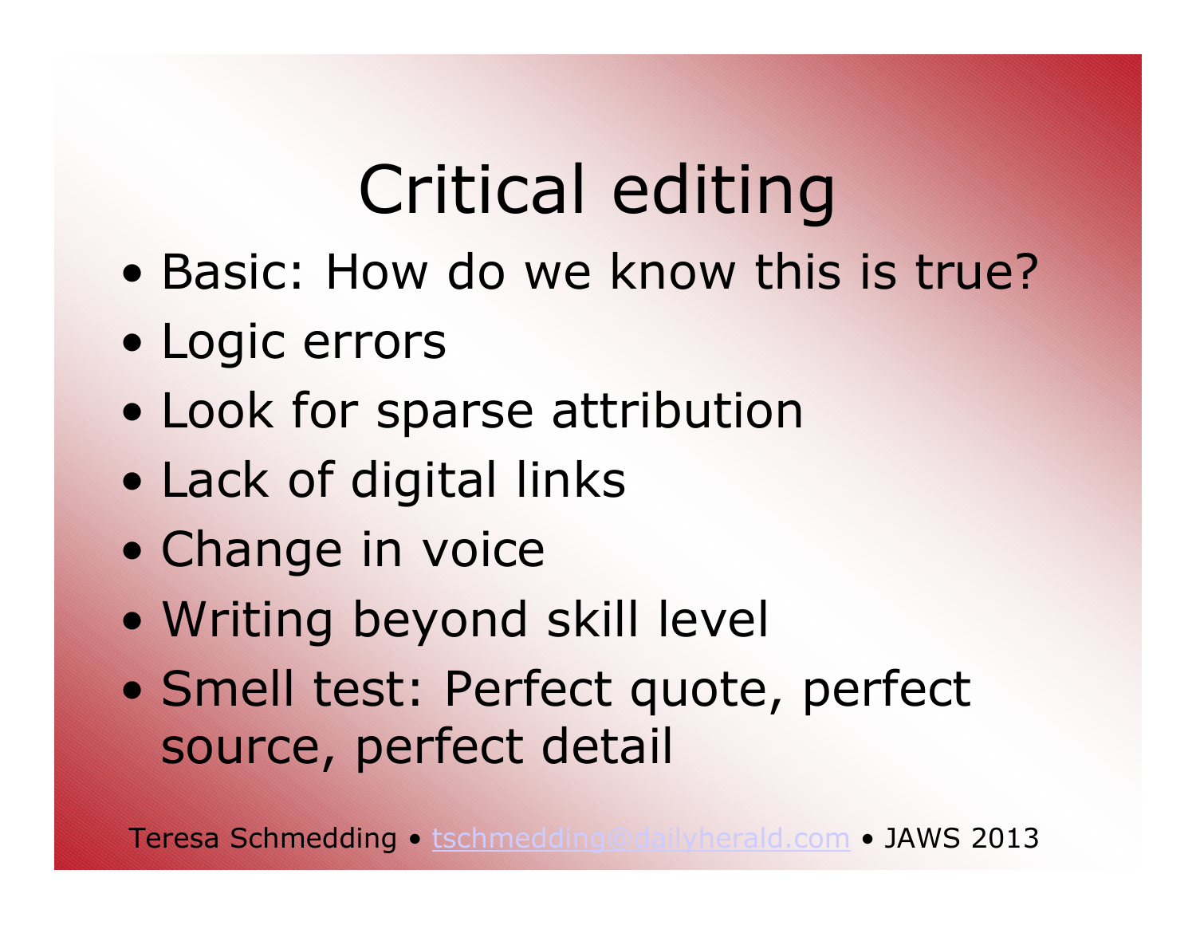# Critical editing

- Basic: How do we know this is true?
- Logic errors
- Look for sparse attribution
- Lack of digital links
- Change in voice
- Writing beyond skill level
- Smell test: Perfect quote, perfect source, perfect detail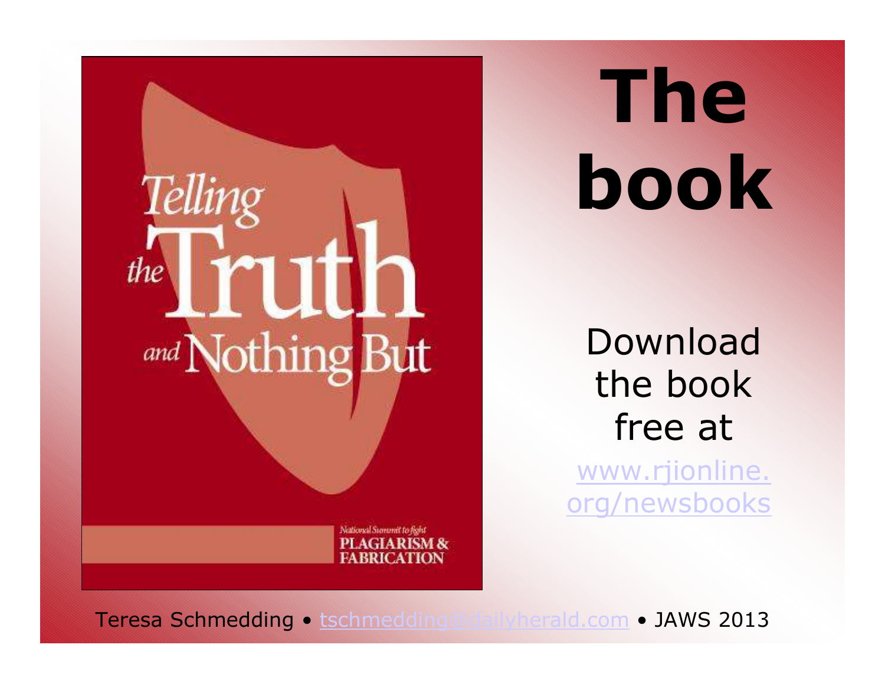# The book

Telling the Truth and Nothing But

National Summit to fight PLAGIARISM & FABRICATION

Download the book free at www.rjionline.org/newsbooks

Teresa Schmedding • tschmedding@dailyherald.com • JAWS 2013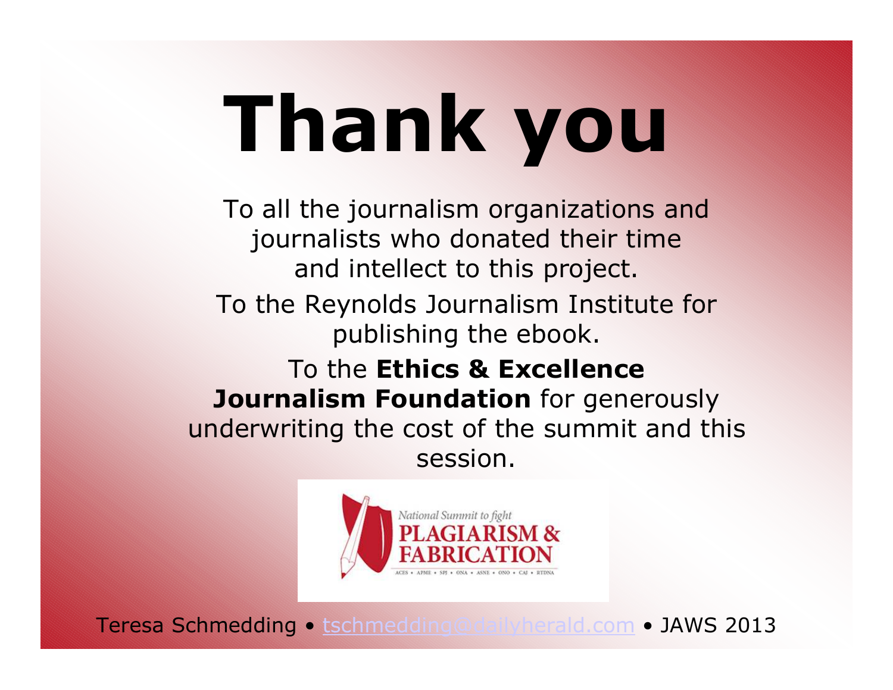# Thank you

To all the journalism organizations and journalists who donated their time and intellect to this project.

To the Reynolds Journalism Institute for publishing the ebook.

To the **Ethics & Excellence Journalism Foundation** for generously underwriting the cost of the summit and this session.

National Summit to fight PLAGIARISM & FABRICATION

ACES • APME • SPJ • ONA • ASNE • ONO • CAJ • RTDNA

Teresa Schmedding • tschmedding@dailyherald.com • JAWS 2013